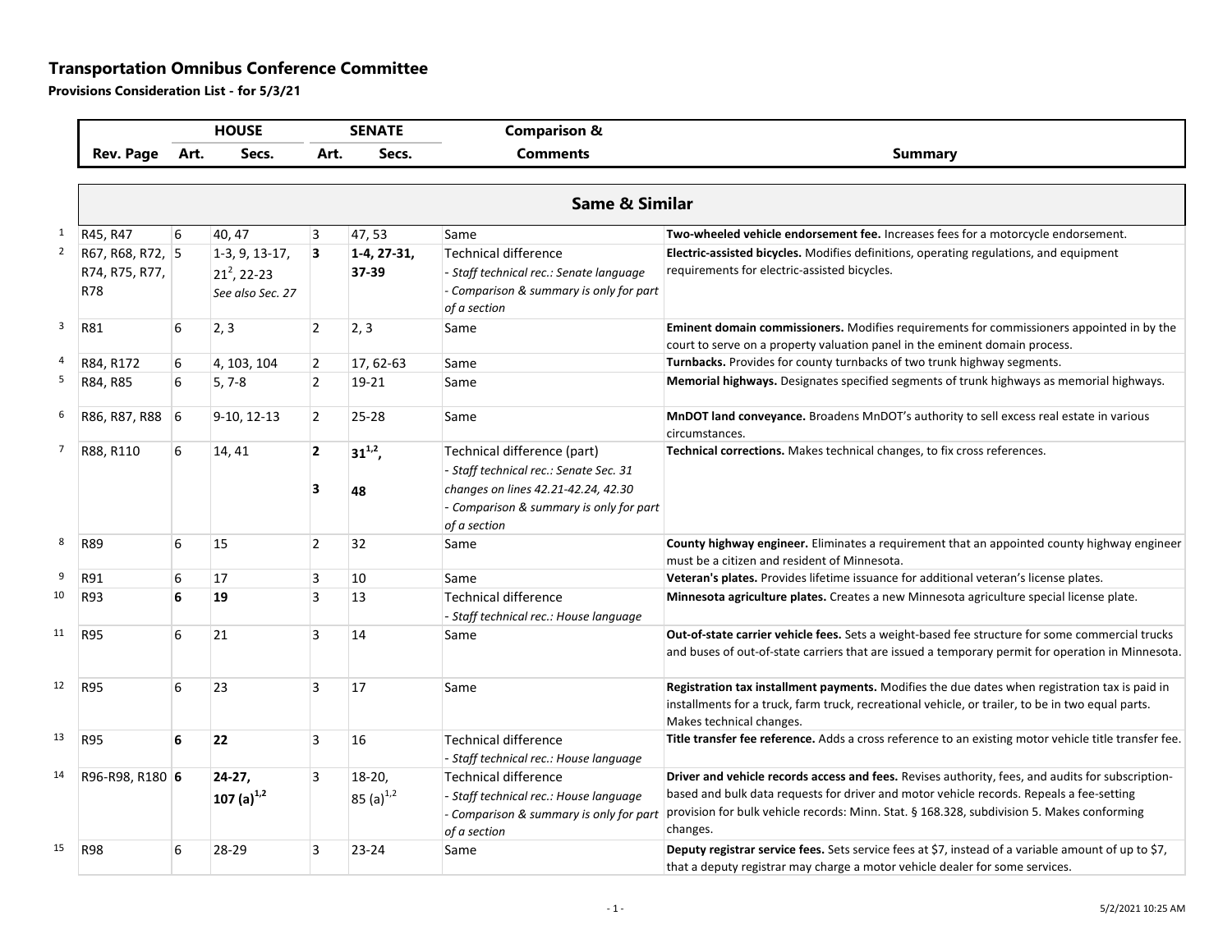# Transportation Omnibus Conference Committee

**Provisions Consideration List - for 5/3/21**

| | Rev. Page | HOUSE Art. | HOUSE Secs. | SENATE Art. | SENATE Secs. | Comparison & Comments | Summary |
|---|---|---|---|---|---|---|---|
| | **Same & Similar** | | | | | | |
| 1 | R45, R47 | 6 | 40, 47 | 3 | 47, 53 | Same | **Two-wheeled vehicle endorsement fee.** Increases fees for a motorcycle endorsement. |
| 2 | R67, R68, R72, R74, R75, R77, R78 | 5 | 1-3, 9, 13-17, 21[2], 22-23 *See also Sec. 27* | **3** | **1-4, 27-31, 37-39** | Technical difference *- Staff technical rec.: Senate language* *- Comparison & summary is only for part of a section* | **Electric-assisted bicycles.** Modifies definitions, operating regulations, and equipment requirements for electric-assisted bicycles. |
| 3 | R81 | 6 | 2, 3 | 2 | 2, 3 | Same | **Eminent domain commissioners.** Modifies requirements for commissioners appointed in by the court to serve on a property valuation panel in the eminent domain process. |
| 4 | R84, R172 | 6 | 4, 103, 104 | 2 | 17, 62-63 | Same | **Turnbacks.** Provides for county turnbacks of two trunk highway segments. |
| 5 | R84, R85 | 6 | 5, 7-8 | 2 | 19-21 | Same | **Memorial highways.** Designates specified segments of trunk highways as memorial highways. |
| 6 | R86, R87, R88 | 6 | 9-10, 12-13 | 2 | 25-28 | Same | **MnDOT land conveyance.** Broadens MnDOT's authority to sell excess real estate in various circumstances. |
| 7 | R88, R110 | 6 | 14, 41 | **2** **3** | **31[1,2],** **48** | Technical difference (part) *- Staff technical rec.: Senate Sec. 31 changes on lines 42.21-42.24, 42.30* *- Comparison & summary is only for part of a section* | **Technical corrections.** Makes technical changes, to fix cross references. |
| 8 | R89 | 6 | 15 | 2 | 32 | Same | **County highway engineer.** Eliminates a requirement that an appointed county highway engineer must be a citizen and resident of Minnesota. |
| 9 | R91 | 6 | 17 | 3 | 10 | Same | **Veteran's plates.** Provides lifetime issuance for additional veteran's license plates. |
| 10 | R93 | **6** | **19** | 3 | 13 | Technical difference *- Staff technical rec.: House language* | **Minnesota agriculture plates.** Creates a new Minnesota agriculture special license plate. |
| 11 | R95 | 6 | 21 | 3 | 14 | Same | **Out-of-state carrier vehicle fees.** Sets a weight-based fee structure for some commercial trucks and buses of out-of-state carriers that are issued a temporary permit for operation in Minnesota. |
| 12 | R95 | 6 | 23 | 3 | 17 | Same | **Registration tax installment payments.** Modifies the due dates when registration tax is paid in installments for a truck, farm truck, recreational vehicle, or trailer, to be in two equal parts. Makes technical changes. |
| 13 | R95 | **6** | **22** | 3 | 16 | Technical difference *- Staff technical rec.: House language* | **Title transfer fee reference.** Adds a cross reference to an existing motor vehicle title transfer fee. |
| 14 | R96-R98, R180 | **6** | **24-27, 107 (a)[1,2]** | 3 | 18-20, 85 (a)[1,2] | Technical difference *- Staff technical rec.: House language* *- Comparison & summary is only for part of a section* | **Driver and vehicle records access and fees.** Revises authority, fees, and audits for subscription-based and bulk data requests for driver and motor vehicle records. Repeals a fee-setting provision for bulk vehicle records: Minn. Stat. § 168.328, subdivision 5. Makes conforming changes. |
| 15 | R98 | 6 | 28-29 | 3 | 23-24 | Same | **Deputy registrar service fees.** Sets service fees at $7, instead of a variable amount of up to $7, that a deputy registrar may charge a motor vehicle dealer for some services. |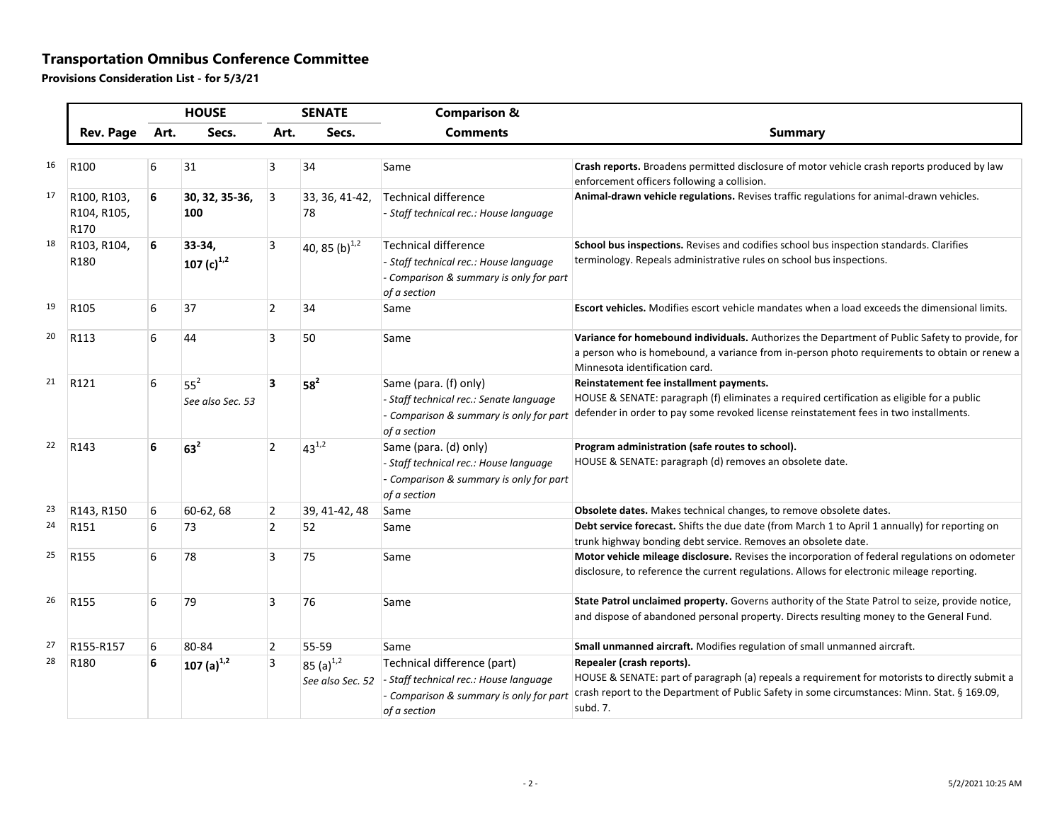## Transportation Omnibus Conference Committee

**Provisions Consideration List - for 5/3/21**

| | | HOUSE | | SENATE | | Comparison & | |
|---|---|---|---|---|---|---|---|
| | **Rev. Page** | **Art.** | **Secs.** | **Art.** | **Secs.** | **Comments** | **Summary** |
| 16 | R100 | 6 | 31 | 3 | 34 | Same | **Crash reports.** Broadens permitted disclosure of motor vehicle crash reports produced by law enforcement officers following a collision. |
| 17 | R100, R103, R104, R105, R170 | **6** | **30, 32, 35-36, 100** | 3 | 33, 36, 41-42, 78 | Technical difference<br>*- Staff technical rec.: House language* | **Animal-drawn vehicle regulations.** Revises traffic regulations for animal-drawn vehicles. |
| 18 | R103, R104, R180 | **6** | **33-34, 107 (c)[1,2]** | 3 | 40, 85 (b)[1,2] | Technical difference<br>*- Staff technical rec.: House language*<br>*- Comparison & summary is only for part of a section* | **School bus inspections.** Revises and codifies school bus inspection standards. Clarifies terminology. Repeals administrative rules on school bus inspections. |
| 19 | R105 | 6 | 37 | 2 | 34 | Same | **Escort vehicles.** Modifies escort vehicle mandates when a load exceeds the dimensional limits. |
| 20 | R113 | 6 | 44 | 3 | 50 | Same | **Variance for homebound individuals.** Authorizes the Department of Public Safety to provide, for a person who is homebound, a variance from in-person photo requirements to obtain or renew a Minnesota identification card. |
| 21 | R121 | 6 | 55[2]<br>*See also Sec. 53* | **3** | **58[2]** | Same (para. (f) only)<br>*- Staff technical rec.: Senate language*<br>*- Comparison & summary is only for part of a section* | **Reinstatement fee installment payments.**<br>HOUSE & SENATE: paragraph (f) eliminates a required certification as eligible for a public defender in order to pay some revoked license reinstatement fees in two installments. |
| 22 | R143 | **6** | **63[2]** | 2 | 43[1,2] | Same (para. (d) only)<br>*- Staff technical rec.: House language*<br>*- Comparison & summary is only for part of a section* | **Program administration (safe routes to school).**<br>HOUSE & SENATE: paragraph (d) removes an obsolete date. |
| 23 | R143, R150 | 6 | 60-62, 68 | 2 | 39, 41-42, 48 | Same | **Obsolete dates.** Makes technical changes, to remove obsolete dates. |
| 24 | R151 | 6 | 73 | 2 | 52 | Same | **Debt service forecast.** Shifts the due date (from March 1 to April 1 annually) for reporting on trunk highway bonding debt service. Removes an obsolete date. |
| 25 | R155 | 6 | 78 | 3 | 75 | Same | **Motor vehicle mileage disclosure.** Revises the incorporation of federal regulations on odometer disclosure, to reference the current regulations. Allows for electronic mileage reporting. |
| 26 | R155 | 6 | 79 | 3 | 76 | Same | **State Patrol unclaimed property.** Governs authority of the State Patrol to seize, provide notice, and dispose of abandoned personal property. Directs resulting money to the General Fund. |
| 27 | R155-R157 | 6 | 80-84 | 2 | 55-59 | Same | **Small unmanned aircraft.** Modifies regulation of small unmanned aircraft. |
| 28 | R180 | **6** | **107 (a)[1,2]** | 3 | 85 (a)[1,2]<br>*See also Sec. 52* | Technical difference (part)<br>*- Staff technical rec.: House language*<br>*- Comparison & summary is only for part of a section* | **Repealer (crash reports).**<br>HOUSE & SENATE: part of paragraph (a) repeals a requirement for motorists to directly submit a crash report to the Department of Public Safety in some circumstances: Minn. Stat. § 169.09, subd. 7. |

5/2/2021 10:25 AM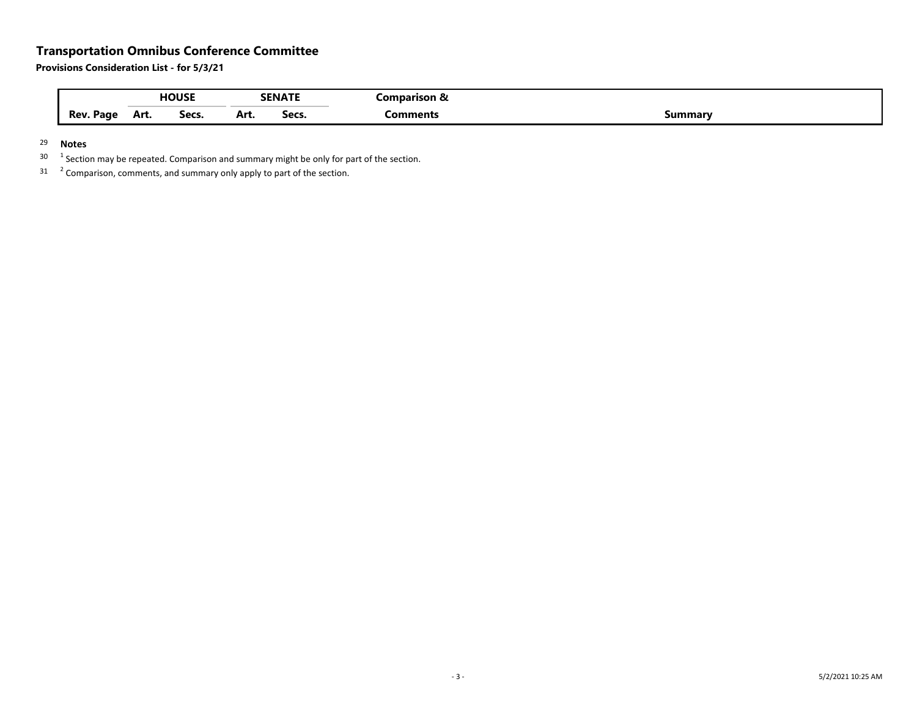# Transportation Omnibus Conference Committee

**Provisions Consideration List - for 5/3/21**

| | HOUSE | | SENATE | | Comparison & | |
|---|---|---|---|---|---|---|
| Rev. Page | Art. | Secs. | Art. | Secs. | Comments | Summary |

29 **Notes**

30 [1] Section may be repeated. Comparison and summary might be only for part of the section.

31 [2] Comparison, comments, and summary only apply to part of the section.